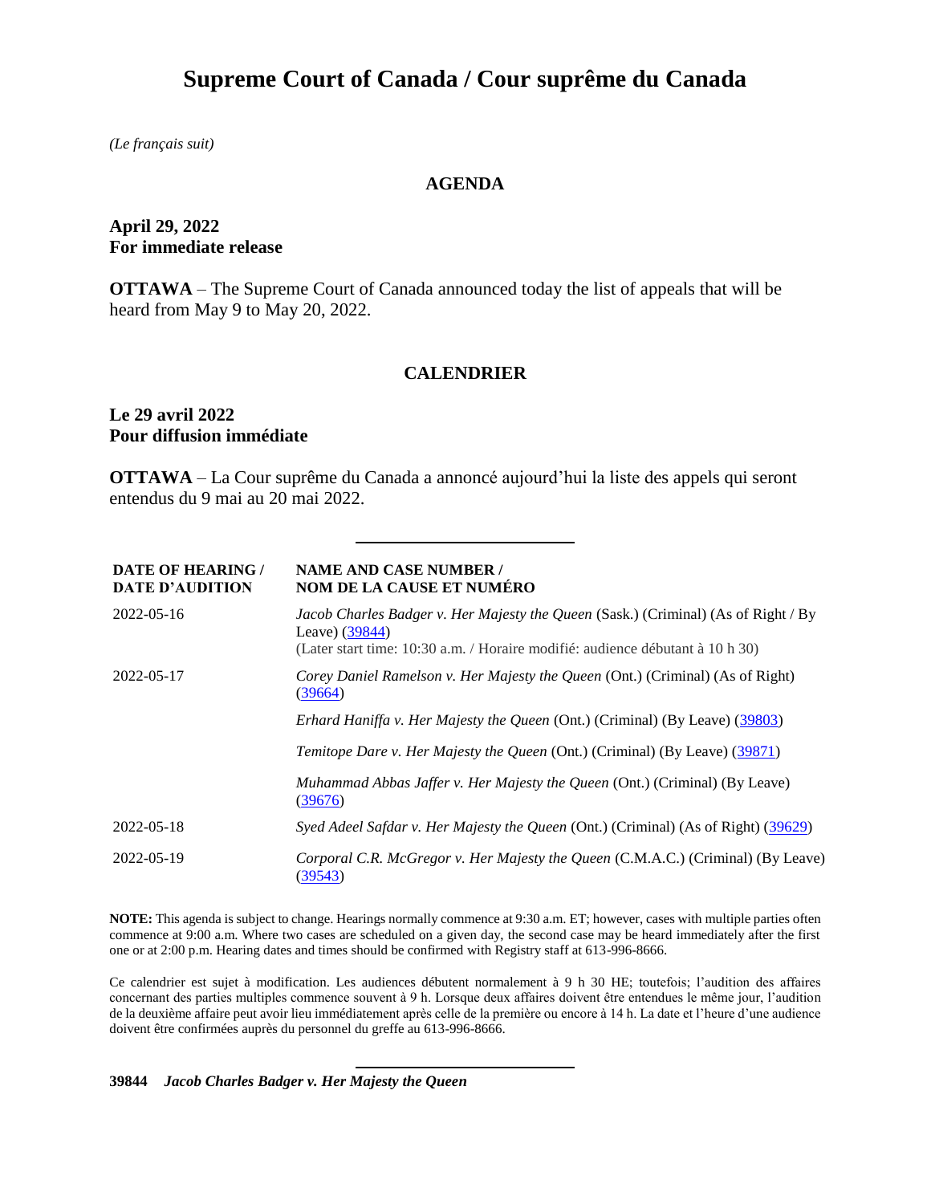# Supreme Court of Canada / Cour suprême du Canada

*(Le français suit)*

## AGENDA

**April 29, 2022**
**For immediate release**

**OTTAWA** – The Supreme Court of Canada announced today the list of appeals that will be heard from May 9 to May 20, 2022.

## CALENDRIER

**Le 29 avril 2022**
**Pour diffusion immédiate**

**OTTAWA** – La Cour suprême du Canada a annoncé aujourd'hui la liste des appels qui seront entendus du 9 mai au 20 mai 2022.

---

| DATE OF HEARING / DATE D'AUDITION | NAME AND CASE NUMBER / NOM DE LA CAUSE ET NUMÉRO |
|---|---|
| 2022-05-16 | *Jacob Charles Badger v. Her Majesty the Queen* (Sask.) (Criminal) (As of Right / By Leave) (39844) (Later start time: 10:30 a.m. / Horaire modifié: audience débutant à 10 h 30) |
| 2022-05-17 | *Corey Daniel Ramelson v. Her Majesty the Queen* (Ont.) (Criminal) (As of Right) (39664) |
| | *Erhard Haniffa v. Her Majesty the Queen* (Ont.) (Criminal) (By Leave) (39803) |
| | *Temitope Dare v. Her Majesty the Queen* (Ont.) (Criminal) (By Leave) (39871) |
| | *Muhammad Abbas Jaffer v. Her Majesty the Queen* (Ont.) (Criminal) (By Leave) (39676) |
| 2022-05-18 | *Syed Adeel Safdar v. Her Majesty the Queen* (Ont.) (Criminal) (As of Right) (39629) |
| 2022-05-19 | *Corporal C.R. McGregor v. Her Majesty the Queen* (C.M.A.C.) (Criminal) (By Leave) (39543) |

**NOTE:** This agenda is subject to change. Hearings normally commence at 9:30 a.m. ET; however, cases with multiple parties often commence at 9:00 a.m. Where two cases are scheduled on a given day, the second case may be heard immediately after the first one or at 2:00 p.m. Hearing dates and times should be confirmed with Registry staff at 613-996-8666.

Ce calendrier est sujet à modification. Les audiences débutent normalement à 9 h 30 HE; toutefois, l'audition des affaires concernant des parties multiples commence souvent à 9 h. Lorsque deux affaires doivent être entendues le même jour, l'audition de la deuxième affaire peut avoir lieu immédiatement après celle de la première ou encore à 14 h. La date et l'heure d'une audience doivent être confirmées auprès du personnel du greffe au 613-996-8666.

---

**39844** ***Jacob Charles Badger v. Her Majesty the Queen***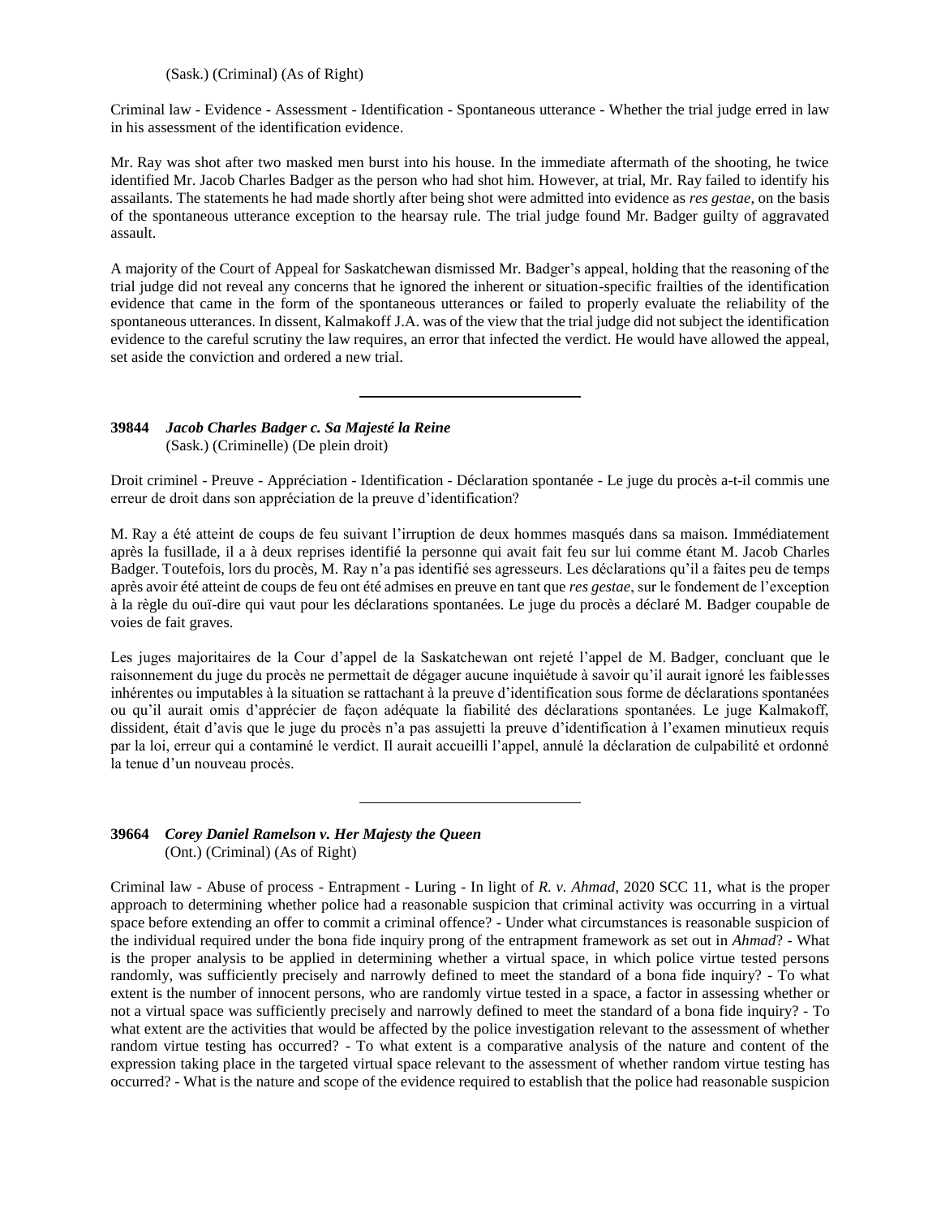(Sask.) (Criminal) (As of Right)

Criminal law - Evidence - Assessment - Identification - Spontaneous utterance - Whether the trial judge erred in law in his assessment of the identification evidence.

Mr. Ray was shot after two masked men burst into his house. In the immediate aftermath of the shooting, he twice identified Mr. Jacob Charles Badger as the person who had shot him. However, at trial, Mr. Ray failed to identify his assailants. The statements he had made shortly after being shot were admitted into evidence as *res gestae*, on the basis of the spontaneous utterance exception to the hearsay rule. The trial judge found Mr. Badger guilty of aggravated assault.

A majority of the Court of Appeal for Saskatchewan dismissed Mr. Badger's appeal, holding that the reasoning of the trial judge did not reveal any concerns that he ignored the inherent or situation-specific frailties of the identification evidence that came in the form of the spontaneous utterances or failed to properly evaluate the reliability of the spontaneous utterances. In dissent, Kalmakoff J.A. was of the view that the trial judge did not subject the identification evidence to the careful scrutiny the law requires, an error that infected the verdict. He would have allowed the appeal, set aside the conviction and ordered a new trial.

---

**39844** ***Jacob Charles Badger c. Sa Majesté la Reine***
(Sask.) (Criminelle) (De plein droit)

Droit criminel - Preuve - Appréciation - Identification - Déclaration spontanée - Le juge du procès a-t-il commis une erreur de droit dans son appréciation de la preuve d'identification?

M. Ray a été atteint de coups de feu suivant l'irruption de deux hommes masqués dans sa maison. Immédiatement après la fusillade, il a à deux reprises identifié la personne qui avait fait feu sur lui comme étant M. Jacob Charles Badger. Toutefois, lors du procès, M. Ray n'a pas identifié ses agresseurs. Les déclarations qu'il a faites peu de temps après avoir été atteint de coups de feu ont été admises en preuve en tant que *res gestae*, sur le fondement de l'exception à la règle du ouï-dire qui vaut pour les déclarations spontanées. Le juge du procès a déclaré M. Badger coupable de voies de fait graves.

Les juges majoritaires de la Cour d'appel de la Saskatchewan ont rejeté l'appel de M. Badger, concluant que le raisonnement du juge du procès ne permettait de dégager aucune inquiétude à savoir qu'il aurait ignoré les faiblesses inhérentes ou imputables à la situation se rattachant à la preuve d'identification sous forme de déclarations spontanées ou qu'il aurait omis d'apprécier de façon adéquate la fiabilité des déclarations spontanées. Le juge Kalmakoff, dissident, était d'avis que le juge du procès n'a pas assujetti la preuve d'identification à l'examen minutieux requis par la loi, erreur qui a contaminé le verdict. Il aurait accueilli l'appel, annulé la déclaration de culpabilité et ordonné la tenue d'un nouveau procès.

---

**39664** ***Corey Daniel Ramelson v. Her Majesty the Queen***
(Ont.) (Criminal) (As of Right)

Criminal law - Abuse of process - Entrapment - Luring - In light of *R. v. Ahmad*, 2020 SCC 11, what is the proper approach to determining whether police had a reasonable suspicion that criminal activity was occurring in a virtual space before extending an offer to commit a criminal offence? - Under what circumstances is reasonable suspicion of the individual required under the bona fide inquiry prong of the entrapment framework as set out in *Ahmad*? - What is the proper analysis to be applied in determining whether a virtual space, in which police virtue tested persons randomly, was sufficiently precisely and narrowly defined to meet the standard of a bona fide inquiry? - To what extent is the number of innocent persons, who are randomly virtue tested in a space, a factor in assessing whether or not a virtual space was sufficiently precisely and narrowly defined to meet the standard of a bona fide inquiry? - To what extent are the activities that would be affected by the police investigation relevant to the assessment of whether random virtue testing has occurred? - To what extent is a comparative analysis of the nature and content of the expression taking place in the targeted virtual space relevant to the assessment of whether random virtue testing has occurred? - What is the nature and scope of the evidence required to establish that the police had reasonable suspicion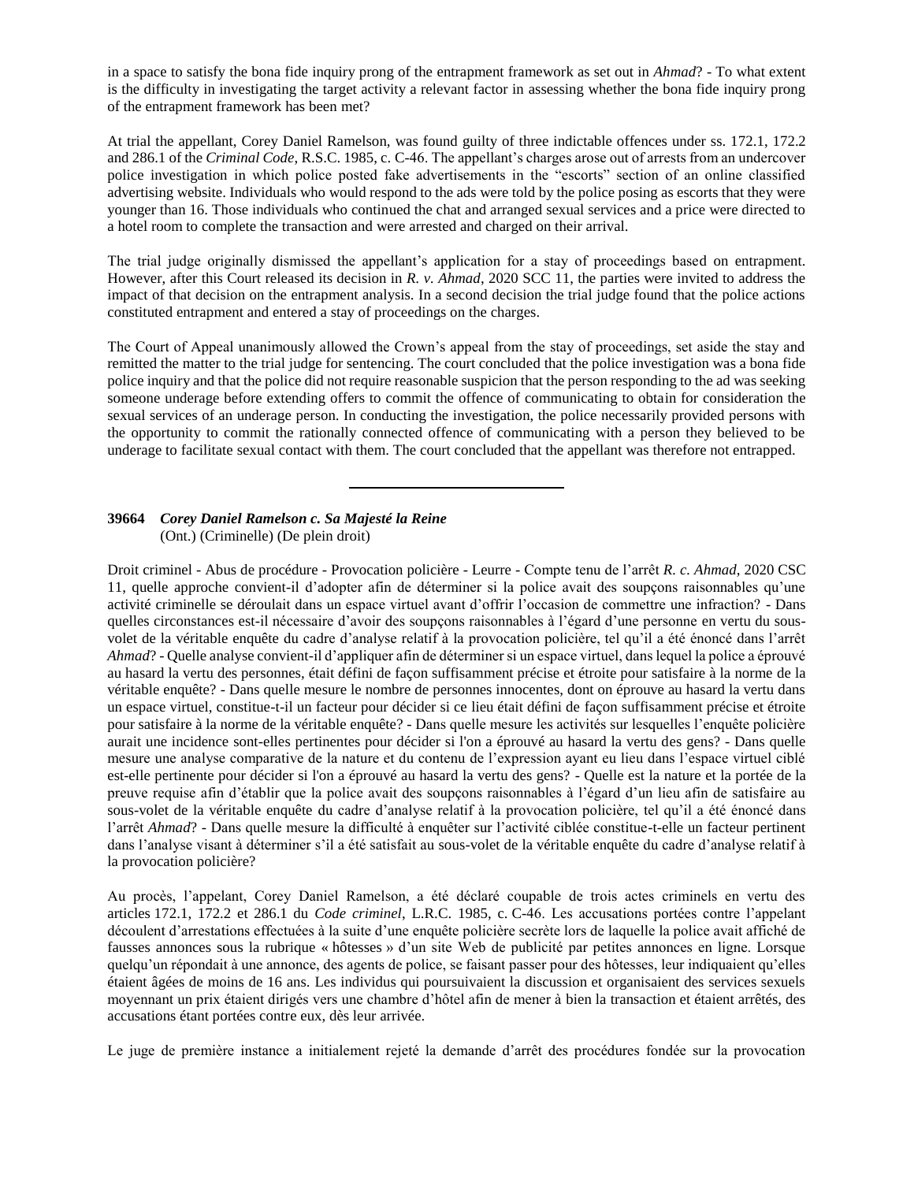in a space to satisfy the bona fide inquiry prong of the entrapment framework as set out in *Ahmad*? - To what extent is the difficulty in investigating the target activity a relevant factor in assessing whether the bona fide inquiry prong of the entrapment framework has been met?

At trial the appellant, Corey Daniel Ramelson, was found guilty of three indictable offences under ss. 172.1, 172.2 and 286.1 of the *Criminal Code*, R.S.C. 1985, c. C-46. The appellant's charges arose out of arrests from an undercover police investigation in which police posted fake advertisements in the "escorts" section of an online classified advertising website. Individuals who would respond to the ads were told by the police posing as escorts that they were younger than 16. Those individuals who continued the chat and arranged sexual services and a price were directed to a hotel room to complete the transaction and were arrested and charged on their arrival.

The trial judge originally dismissed the appellant's application for a stay of proceedings based on entrapment. However, after this Court released its decision in *R. v. Ahmad*, 2020 SCC 11, the parties were invited to address the impact of that decision on the entrapment analysis. In a second decision the trial judge found that the police actions constituted entrapment and entered a stay of proceedings on the charges.

The Court of Appeal unanimously allowed the Crown's appeal from the stay of proceedings, set aside the stay and remitted the matter to the trial judge for sentencing. The court concluded that the police investigation was a bona fide police inquiry and that the police did not require reasonable suspicion that the person responding to the ad was seeking someone underage before extending offers to commit the offence of communicating to obtain for consideration the sexual services of an underage person. In conducting the investigation, the police necessarily provided persons with the opportunity to commit the rationally connected offence of communicating with a person they believed to be underage to facilitate sexual contact with them. The court concluded that the appellant was therefore not entrapped.

---

**39664** ***Corey Daniel Ramelson c. Sa Majesté la Reine***
(Ont.) (Criminelle) (De plein droit)

Droit criminel - Abus de procédure - Provocation policière - Leurre - Compte tenu de l'arrêt *R. c. Ahmad*, 2020 CSC 11, quelle approche convient-il d'adopter afin de déterminer si la police avait des soupçons raisonnables qu'une activité criminelle se déroulait dans un espace virtuel avant d'offrir l'occasion de commettre une infraction? - Dans quelles circonstances est-il nécessaire d'avoir des soupçons raisonnables à l'égard d'une personne en vertu du sous-volet de la véritable enquête du cadre d'analyse relatif à la provocation policière, tel qu'il a été énoncé dans l'arrêt *Ahmad*? - Quelle analyse convient-il d'appliquer afin de déterminer si un espace virtuel, dans lequel la police a éprouvé au hasard la vertu des personnes, était défini de façon suffisamment précise et étroite pour satisfaire à la norme de la véritable enquête? - Dans quelle mesure le nombre de personnes innocentes, dont on éprouve au hasard la vertu dans un espace virtuel, constitue-t-il un facteur pour décider si ce lieu était défini de façon suffisamment précise et étroite pour satisfaire à la norme de la véritable enquête? - Dans quelle mesure les activités sur lesquelles l'enquête policière aurait une incidence sont-elles pertinentes pour décider si l'on a éprouvé au hasard la vertu des gens? - Dans quelle mesure une analyse comparative de la nature et du contenu de l'expression ayant eu lieu dans l'espace virtuel ciblé est-elle pertinente pour décider si l'on a éprouvé au hasard la vertu des gens? - Quelle est la nature et la portée de la preuve requise afin d'établir que la police avait des soupçons raisonnables à l'égard d'un lieu afin de satisfaire au sous-volet de la véritable enquête du cadre d'analyse relatif à la provocation policière, tel qu'il a été énoncé dans l'arrêt *Ahmad*? - Dans quelle mesure la difficulté à enquêter sur l'activité ciblée constitue-t-elle un facteur pertinent dans l'analyse visant à déterminer s'il a été satisfait au sous-volet de la véritable enquête du cadre d'analyse relatif à la provocation policière?

Au procès, l'appelant, Corey Daniel Ramelson, a été déclaré coupable de trois actes criminels en vertu des articles 172.1, 172.2 et 286.1 du *Code criminel*, L.R.C. 1985, c. C-46. Les accusations portées contre l'appelant découlent d'arrestations effectuées à la suite d'une enquête policière secrète lors de laquelle la police avait affiché de fausses annonces sous la rubrique « hôtesses » d'un site Web de publicité par petites annonces en ligne. Lorsque quelqu'un répondait à une annonce, des agents de police, se faisant passer pour des hôtesses, leur indiquaient qu'elles étaient âgées de moins de 16 ans. Les individus qui poursuivaient la discussion et organisaient des services sexuels moyennant un prix étaient dirigés vers une chambre d'hôtel afin de mener à bien la transaction et étaient arrêtés, des accusations étant portées contre eux, dès leur arrivée.

Le juge de première instance a initialement rejeté la demande d'arrêt des procédures fondée sur la provocation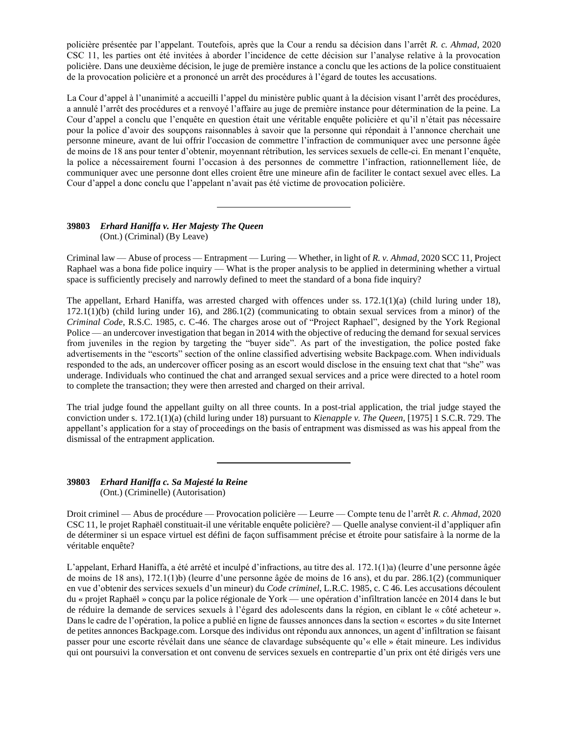policière présentée par l'appelant. Toutefois, après que la Cour a rendu sa décision dans l'arrêt *R. c. Ahmad*, 2020 CSC 11, les parties ont été invitées à aborder l'incidence de cette décision sur l'analyse relative à la provocation policière. Dans une deuxième décision, le juge de première instance a conclu que les actions de la police constituaient de la provocation policière et a prononcé un arrêt des procédures à l'égard de toutes les accusations.

La Cour d'appel à l'unanimité a accueilli l'appel du ministère public quant à la décision visant l'arrêt des procédures, a annulé l'arrêt des procédures et a renvoyé l'affaire au juge de première instance pour détermination de la peine. La Cour d'appel a conclu que l'enquête en question était une véritable enquête policière et qu'il n'était pas nécessaire pour la police d'avoir des soupçons raisonnables à savoir que la personne qui répondait à l'annonce cherchait une personne mineure, avant de lui offrir l'occasion de commettre l'infraction de communiquer avec une personne âgée de moins de 18 ans pour tenter d'obtenir, moyennant rétribution, les services sexuels de celle-ci. En menant l'enquête, la police a nécessairement fourni l'occasion à des personnes de commettre l'infraction, rationnellement liée, de communiquer avec une personne dont elles croient être une mineure afin de faciliter le contact sexuel avec elles. La Cour d'appel a donc conclu que l'appelant n'avait pas été victime de provocation policière.

---

**39803** ***Erhard Haniffa v. Her Majesty The Queen***
(Ont.) (Criminal) (By Leave)

Criminal law — Abuse of process — Entrapment — Luring — Whether, in light of *R. v. Ahmad*, 2020 SCC 11, Project Raphael was a bona fide police inquiry — What is the proper analysis to be applied in determining whether a virtual space is sufficiently precisely and narrowly defined to meet the standard of a bona fide inquiry?

The appellant, Erhard Haniffa, was arrested charged with offences under ss. 172.1(1)(a) (child luring under 18), 172.1(1)(b) (child luring under 16), and 286.1(2) (communicating to obtain sexual services from a minor) of the *Criminal Code*, R.S.C. 1985, c. C-46. The charges arose out of "Project Raphael", designed by the York Regional Police — an undercover investigation that began in 2014 with the objective of reducing the demand for sexual services from juveniles in the region by targeting the "buyer side". As part of the investigation, the police posted fake advertisements in the "escorts" section of the online classified advertising website Backpage.com. When individuals responded to the ads, an undercover officer posing as an escort would disclose in the ensuing text chat that "she" was underage. Individuals who continued the chat and arranged sexual services and a price were directed to a hotel room to complete the transaction; they were then arrested and charged on their arrival.

The trial judge found the appellant guilty on all three counts. In a post-trial application, the trial judge stayed the conviction under s. 172.1(1)(a) (child luring under 18) pursuant to *Kienapple v. The Queen*, [1975] 1 S.C.R. 729. The appellant's application for a stay of proceedings on the basis of entrapment was dismissed as was his appeal from the dismissal of the entrapment application.

---

**39803** ***Erhard Haniffa c. Sa Majesté la Reine***
(Ont.) (Criminelle) (Autorisation)

Droit criminel — Abus de procédure — Provocation policière — Leurre — Compte tenu de l'arrêt *R. c. Ahmad*, 2020 CSC 11, le projet Raphaël constituait-il une véritable enquête policière? — Quelle analyse convient-il d'appliquer afin de déterminer si un espace virtuel est défini de façon suffisamment précise et étroite pour satisfaire à la norme de la véritable enquête?

L'appelant, Erhard Haniffa, a été arrêté et inculpé d'infractions, au titre des al. 172.1(1)a) (leurre d'une personne âgée de moins de 18 ans), 172.1(1)b) (leurre d'une personne âgée de moins de 16 ans), et du par. 286.1(2) (communiquer en vue d'obtenir des services sexuels d'un mineur) du *Code criminel*, L.R.C. 1985, c. C 46. Les accusations découlent du « projet Raphaël » conçu par la police régionale de York — une opération d'infiltration lancée en 2014 dans le but de réduire la demande de services sexuels à l'égard des adolescents dans la région, en ciblant le « côté acheteur ». Dans le cadre de l'opération, la police a publié en ligne de fausses annonces dans la section « escortes » du site Internet de petites annonces Backpage.com. Lorsque des individus ont répondu aux annonces, un agent d'infiltration se faisant passer pour une escorte révélait dans une séance de clavardage subséquente qu'« elle » était mineure. Les individus qui ont poursuivi la conversation et ont convenu de services sexuels en contrepartie d'un prix ont été dirigés vers une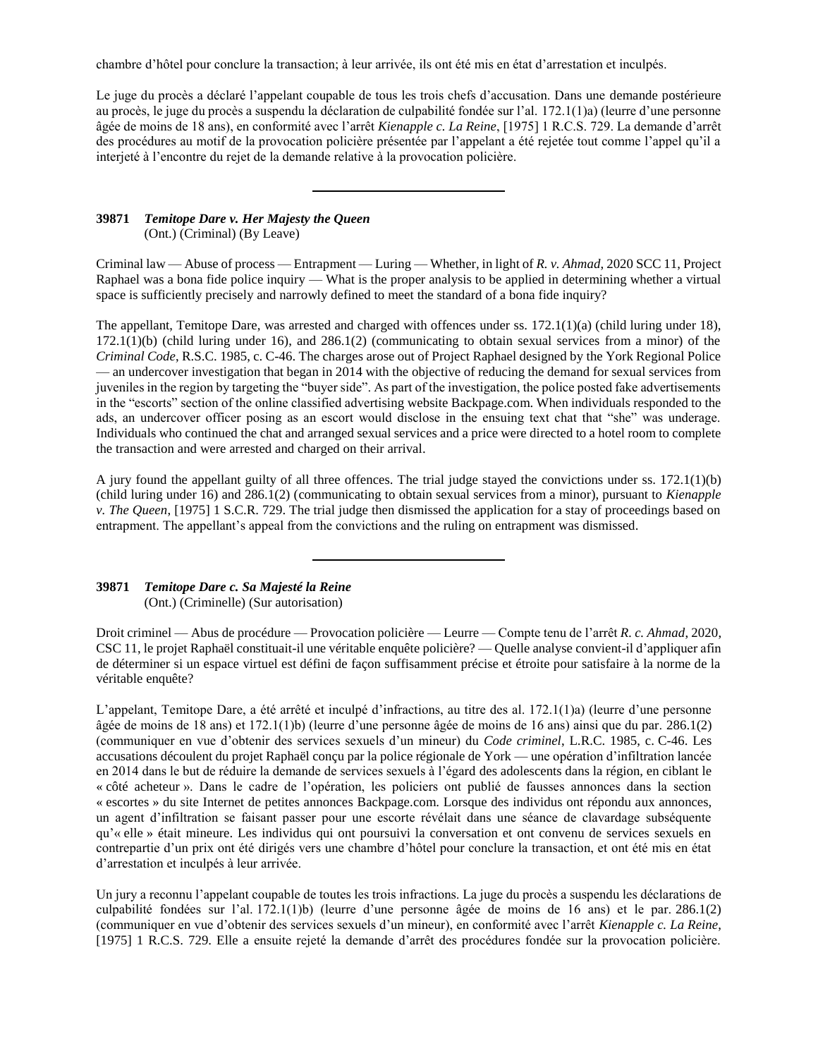chambre d'hôtel pour conclure la transaction; à leur arrivée, ils ont été mis en état d'arrestation et inculpés.

Le juge du procès a déclaré l'appelant coupable de tous les trois chefs d'accusation. Dans une demande postérieure au procès, le juge du procès a suspendu la déclaration de culpabilité fondée sur l'al. 172.1(1)a) (leurre d'une personne âgée de moins de 18 ans), en conformité avec l'arrêt *Kienapple c. La Reine*, [1975] 1 R.C.S. 729. La demande d'arrêt des procédures au motif de la provocation policière présentée par l'appelant a été rejetée tout comme l'appel qu'il a interjeté à l'encontre du rejet de la demande relative à la provocation policière.

---

**39871** ***Temitope Dare v. Her Majesty the Queen***
(Ont.) (Criminal) (By Leave)

Criminal law — Abuse of process — Entrapment — Luring — Whether, in light of *R. v. Ahmad*, 2020 SCC 11, Project Raphael was a bona fide police inquiry — What is the proper analysis to be applied in determining whether a virtual space is sufficiently precisely and narrowly defined to meet the standard of a bona fide inquiry?

The appellant, Temitope Dare, was arrested and charged with offences under ss. 172.1(1)(a) (child luring under 18), 172.1(1)(b) (child luring under 16), and 286.1(2) (communicating to obtain sexual services from a minor) of the *Criminal Code*, R.S.C. 1985, c. C-46. The charges arose out of Project Raphael designed by the York Regional Police — an undercover investigation that began in 2014 with the objective of reducing the demand for sexual services from juveniles in the region by targeting the "buyer side". As part of the investigation, the police posted fake advertisements in the "escorts" section of the online classified advertising website Backpage.com. When individuals responded to the ads, an undercover officer posing as an escort would disclose in the ensuing text chat that "she" was underage. Individuals who continued the chat and arranged sexual services and a price were directed to a hotel room to complete the transaction and were arrested and charged on their arrival.

A jury found the appellant guilty of all three offences. The trial judge stayed the convictions under ss. 172.1(1)(b) (child luring under 16) and 286.1(2) (communicating to obtain sexual services from a minor), pursuant to *Kienapple v. The Queen*, [1975] 1 S.C.R. 729. The trial judge then dismissed the application for a stay of proceedings based on entrapment. The appellant's appeal from the convictions and the ruling on entrapment was dismissed.

---

**39871** ***Temitope Dare c. Sa Majesté la Reine***
(Ont.) (Criminelle) (Sur autorisation)

Droit criminel — Abus de procédure — Provocation policière — Leurre — Compte tenu de l'arrêt *R. c. Ahmad*, 2020, CSC 11, le projet Raphaël constituait-il une véritable enquête policière? — Quelle analyse convient-il d'appliquer afin de déterminer si un espace virtuel est défini de façon suffisamment précise et étroite pour satisfaire à la norme de la véritable enquête?

L'appelant, Temitope Dare, a été arrêté et inculpé d'infractions, au titre des al. 172.1(1)a) (leurre d'une personne âgée de moins de 18 ans) et 172.1(1)b) (leurre d'une personne âgée de moins de 16 ans) ainsi que du par. 286.1(2) (communiquer en vue d'obtenir des services sexuels d'un mineur) du *Code criminel*, L.R.C. 1985, c. C-46. Les accusations découlent du projet Raphaël conçu par la police régionale de York — une opération d'infiltration lancée en 2014 dans le but de réduire la demande de services sexuels à l'égard des adolescents dans la région, en ciblant le « côté acheteur ». Dans le cadre de l'opération, les policiers ont publié de fausses annonces dans la section « escortes » du site Internet de petites annonces Backpage.com. Lorsque des individus ont répondu aux annonces, un agent d'infiltration se faisant passer pour une escorte révélait dans une séance de clavardage subséquente qu'« elle » était mineure. Les individus qui ont poursuivi la conversation et ont convenu de services sexuels en contrepartie d'un prix ont été dirigés vers une chambre d'hôtel pour conclure la transaction, et ont été mis en état d'arrestation et inculpés à leur arrivée.

Un jury a reconnu l'appelant coupable de toutes les trois infractions. La juge du procès a suspendu les déclarations de culpabilité fondées sur l'al. 172.1(1)b) (leurre d'une personne âgée de moins de 16 ans) et le par. 286.1(2) (communiquer en vue d'obtenir des services sexuels d'un mineur), en conformité avec l'arrêt *Kienapple c. La Reine*, [1975] 1 R.C.S. 729. Elle a ensuite rejeté la demande d'arrêt des procédures fondée sur la provocation policière.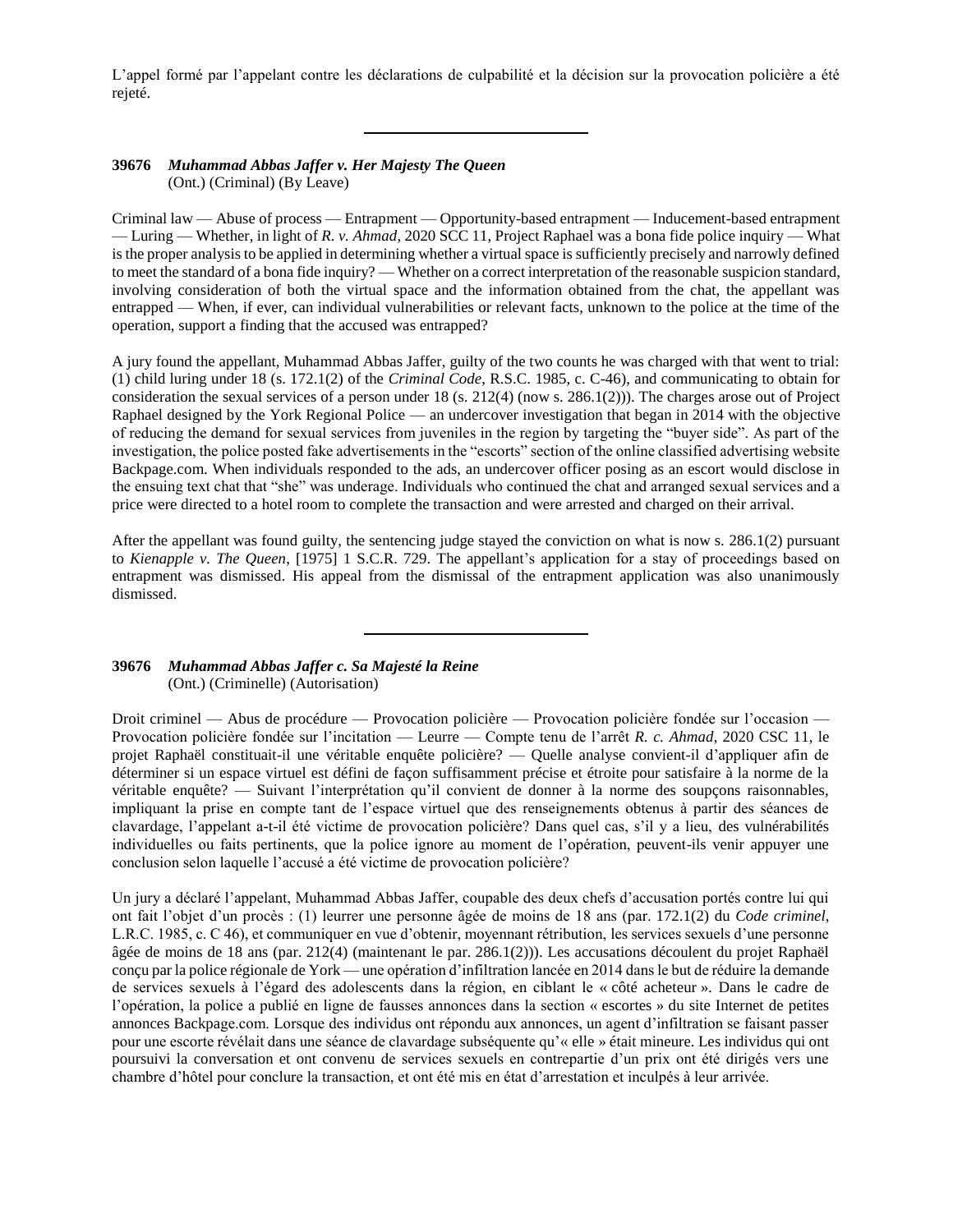L'appel formé par l'appelant contre les déclarations de culpabilité et la décision sur la provocation policière a été rejeté.

---

**39676** ***Muhammad Abbas Jaffer v. Her Majesty The Queen***
(Ont.) (Criminal) (By Leave)

Criminal law — Abuse of process — Entrapment — Opportunity-based entrapment — Inducement-based entrapment — Luring — Whether, in light of *R. v. Ahmad*, 2020 SCC 11, Project Raphael was a bona fide police inquiry — What is the proper analysis to be applied in determining whether a virtual space is sufficiently precisely and narrowly defined to meet the standard of a bona fide inquiry? — Whether on a correct interpretation of the reasonable suspicion standard, involving consideration of both the virtual space and the information obtained from the chat, the appellant was entrapped — When, if ever, can individual vulnerabilities or relevant facts, unknown to the police at the time of the operation, support a finding that the accused was entrapped?

A jury found the appellant, Muhammad Abbas Jaffer, guilty of the two counts he was charged with that went to trial: (1) child luring under 18 (s. 172.1(2) of the *Criminal Code*, R.S.C. 1985, c. C-46), and communicating to obtain for consideration the sexual services of a person under 18 (s. 212(4) (now s. 286.1(2))). The charges arose out of Project Raphael designed by the York Regional Police — an undercover investigation that began in 2014 with the objective of reducing the demand for sexual services from juveniles in the region by targeting the "buyer side". As part of the investigation, the police posted fake advertisements in the "escorts" section of the online classified advertising website Backpage.com. When individuals responded to the ads, an undercover officer posing as an escort would disclose in the ensuing text chat that "she" was underage. Individuals who continued the chat and arranged sexual services and a price were directed to a hotel room to complete the transaction and were arrested and charged on their arrival.

After the appellant was found guilty, the sentencing judge stayed the conviction on what is now s. 286.1(2) pursuant to *Kienapple v. The Queen*, [1975] 1 S.C.R. 729. The appellant's application for a stay of proceedings based on entrapment was dismissed. His appeal from the dismissal of the entrapment application was also unanimously dismissed.

---

**39676** ***Muhammad Abbas Jaffer c. Sa Majesté la Reine***
(Ont.) (Criminelle) (Autorisation)

Droit criminel — Abus de procédure — Provocation policière — Provocation policière fondée sur l'occasion — Provocation policière fondée sur l'incitation — Leurre — Compte tenu de l'arrêt *R. c. Ahmad*, 2020 CSC 11, le projet Raphaël constituait-il une véritable enquête policière? — Quelle analyse convient-il d'appliquer afin de déterminer si un espace virtuel est défini de façon suffisamment précise et étroite pour satisfaire à la norme de la véritable enquête? — Suivant l'interprétation qu'il convient de donner à la norme des soupçons raisonnables, impliquant la prise en compte tant de l'espace virtuel que des renseignements obtenus à partir des séances de clavardage, l'appelant a-t-il été victime de provocation policière? Dans quel cas, s'il y a lieu, des vulnérabilités individuelles ou faits pertinents, que la police ignore au moment de l'opération, peuvent-ils venir appuyer une conclusion selon laquelle l'accusé a été victime de provocation policière?

Un jury a déclaré l'appelant, Muhammad Abbas Jaffer, coupable des deux chefs d'accusation portés contre lui qui ont fait l'objet d'un procès : (1) leurrer une personne âgée de moins de 18 ans (par. 172.1(2) du *Code criminel*, L.R.C. 1985, c. C 46), et communiquer en vue d'obtenir, moyennant rétribution, les services sexuels d'une personne âgée de moins de 18 ans (par. 212(4) (maintenant le par. 286.1(2))). Les accusations découlent du projet Raphaël conçu par la police régionale de York — une opération d'infiltration lancée en 2014 dans le but de réduire la demande de services sexuels à l'égard des adolescents dans la région, en ciblant le « côté acheteur ». Dans le cadre de l'opération, la police a publié en ligne de fausses annonces dans la section « escortes » du site Internet de petites annonces Backpage.com. Lorsque des individus ont répondu aux annonces, un agent d'infiltration se faisant passer pour une escorte révélait dans une séance de clavardage subséquente qu'« elle » était mineure. Les individus qui ont poursuivi la conversation et ont convenu de services sexuels en contrepartie d'un prix ont été dirigés vers une chambre d'hôtel pour conclure la transaction, et ont été mis en état d'arrestation et inculpés à leur arrivée.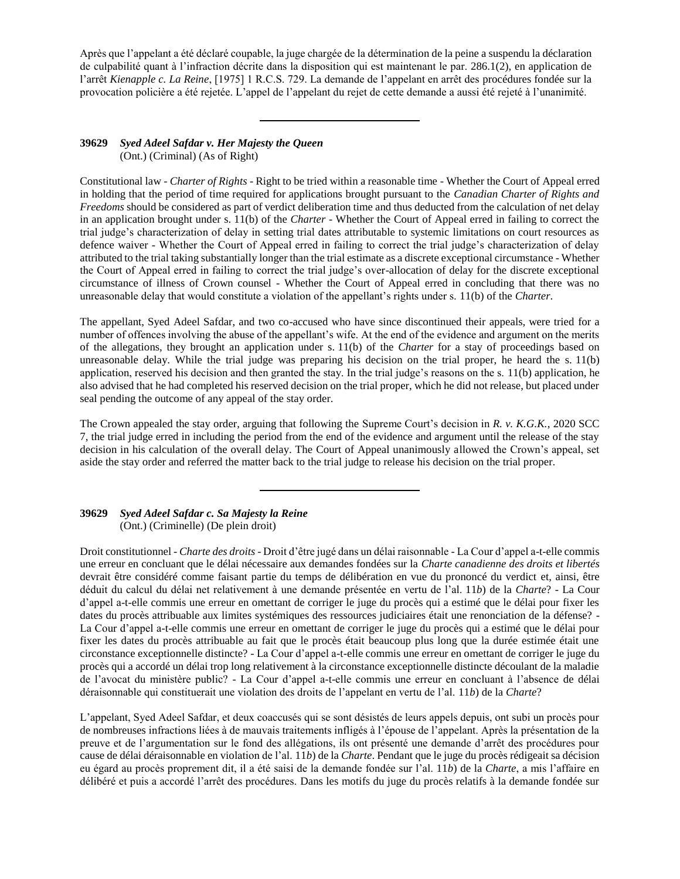Après que l'appelant a été déclaré coupable, la juge chargée de la détermination de la peine a suspendu la déclaration de culpabilité quant à l'infraction décrite dans la disposition qui est maintenant le par. 286.1(2), en application de l'arrêt *Kienapple c. La Reine*, [1975] 1 R.C.S. 729. La demande de l'appelant en arrêt des procédures fondée sur la provocation policière a été rejetée. L'appel de l'appelant du rejet de cette demande a aussi été rejeté à l'unanimité.

---

**39629** ***Syed Adeel Safdar v. Her Majesty the Queen***
(Ont.) (Criminal) (As of Right)

Constitutional law - *Charter of Rights* - Right to be tried within a reasonable time - Whether the Court of Appeal erred in holding that the period of time required for applications brought pursuant to the *Canadian Charter of Rights and Freedoms* should be considered as part of verdict deliberation time and thus deducted from the calculation of net delay in an application brought under s. 11(b) of the *Charter* - Whether the Court of Appeal erred in failing to correct the trial judge's characterization of delay in setting trial dates attributable to systemic limitations on court resources as defence waiver - Whether the Court of Appeal erred in failing to correct the trial judge's characterization of delay attributed to the trial taking substantially longer than the trial estimate as a discrete exceptional circumstance - Whether the Court of Appeal erred in failing to correct the trial judge's over-allocation of delay for the discrete exceptional circumstance of illness of Crown counsel - Whether the Court of Appeal erred in concluding that there was no unreasonable delay that would constitute a violation of the appellant's rights under s. 11(b) of the *Charter*.

The appellant, Syed Adeel Safdar, and two co-accused who have since discontinued their appeals, were tried for a number of offences involving the abuse of the appellant's wife. At the end of the evidence and argument on the merits of the allegations, they brought an application under s. 11(b) of the *Charter* for a stay of proceedings based on unreasonable delay. While the trial judge was preparing his decision on the trial proper, he heard the s. 11(b) application, reserved his decision and then granted the stay. In the trial judge's reasons on the s. 11(b) application, he also advised that he had completed his reserved decision on the trial proper, which he did not release, but placed under seal pending the outcome of any appeal of the stay order.

The Crown appealed the stay order, arguing that following the Supreme Court's decision in *R. v. K.G.K.*, 2020 SCC 7, the trial judge erred in including the period from the end of the evidence and argument until the release of the stay decision in his calculation of the overall delay. The Court of Appeal unanimously allowed the Crown's appeal, set aside the stay order and referred the matter back to the trial judge to release his decision on the trial proper.

---

**39629** ***Syed Adeel Safdar c. Sa Majesty la Reine***
(Ont.) (Criminelle) (De plein droit)

Droit constitutionnel - *Charte des droits* - Droit d'être jugé dans un délai raisonnable - La Cour d'appel a-t-elle commis une erreur en concluant que le délai nécessaire aux demandes fondées sur la *Charte canadienne des droits et libertés* devrait être considéré comme faisant partie du temps de délibération en vue du prononcé du verdict et, ainsi, être déduit du calcul du délai net relativement à une demande présentée en vertu de l'al. 11*b*) de la *Charte*? - La Cour d'appel a-t-elle commis une erreur en omettant de corriger le juge du procès qui a estimé que le délai pour fixer les dates du procès attribuable aux limites systémiques des ressources judiciaires était une renonciation de la défense? - La Cour d'appel a-t-elle commis une erreur en omettant de corriger le juge du procès qui a estimé que le délai pour fixer les dates du procès attribuable au fait que le procès était beaucoup plus long que la durée estimée était une circonstance exceptionnelle distincte? - La Cour d'appel a-t-elle commis une erreur en omettant de corriger le juge du procès qui a accordé un délai trop long relativement à la circonstance exceptionnelle distincte découlant de la maladie de l'avocat du ministère public? - La Cour d'appel a-t-elle commis une erreur en concluant à l'absence de délai déraisonnable qui constituerait une violation des droits de l'appelant en vertu de l'al. 11*b*) de la *Charte*?

L'appelant, Syed Adeel Safdar, et deux coaccusés qui se sont désistés de leurs appels depuis, ont subi un procès pour de nombreuses infractions liées à de mauvais traitements infligés à l'épouse de l'appelant. Après la présentation de la preuve et de l'argumentation sur le fond des allégations, ils ont présenté une demande d'arrêt des procédures pour cause de délai déraisonnable en violation de l'al. 11*b*) de la *Charte*. Pendant que le juge du procès rédigeait sa décision eu égard au procès proprement dit, il a été saisi de la demande fondée sur l'al. 11*b*) de la *Charte*, a mis l'affaire en délibéré et puis a accordé l'arrêt des procédures. Dans les motifs du juge du procès relatifs à la demande fondée sur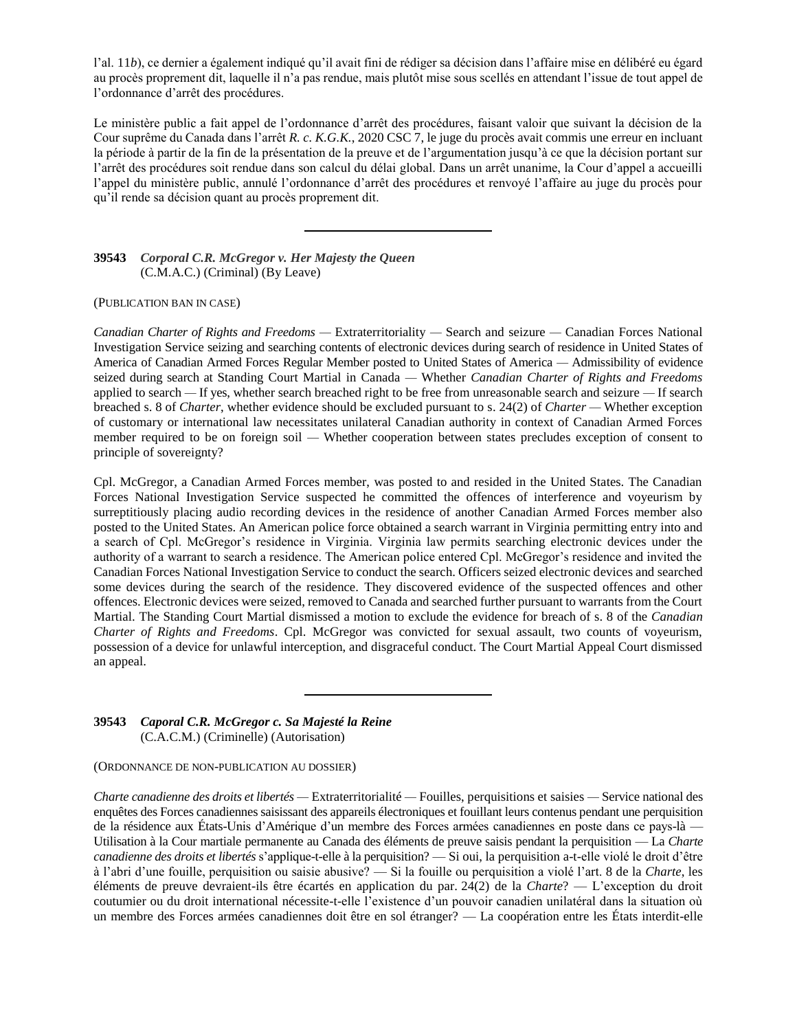l'al. 11*b*), ce dernier a également indiqué qu'il avait fini de rédiger sa décision dans l'affaire mise en délibéré eu égard au procès proprement dit, laquelle il n'a pas rendue, mais plutôt mise sous scellés en attendant l'issue de tout appel de l'ordonnance d'arrêt des procédures.

Le ministère public a fait appel de l'ordonnance d'arrêt des procédures, faisant valoir que suivant la décision de la Cour suprême du Canada dans l'arrêt *R. c. K.G.K.*, 2020 CSC 7, le juge du procès avait commis une erreur en incluant la période à partir de la fin de la présentation de la preuve et de l'argumentation jusqu'à ce que la décision portant sur l'arrêt des procédures soit rendue dans son calcul du délai global. Dans un arrêt unanime, la Cour d'appel a accueilli l'appel du ministère public, annulé l'ordonnance d'arrêt des procédures et renvoyé l'affaire au juge du procès pour qu'il rende sa décision quant au procès proprement dit.

---

**39543** ***Corporal C.R. McGregor v. Her Majesty the Queen***
(C.M.A.C.) (Criminal) (By Leave)

(PUBLICATION BAN IN CASE)

*Canadian Charter of Rights and Freedoms* — Extraterritoriality — Search and seizure — Canadian Forces National Investigation Service seizing and searching contents of electronic devices during search of residence in United States of America of Canadian Armed Forces Regular Member posted to United States of America — Admissibility of evidence seized during search at Standing Court Martial in Canada — Whether *Canadian Charter of Rights and Freedoms* applied to search — If yes, whether search breached right to be free from unreasonable search and seizure — If search breached s. 8 of *Charter*, whether evidence should be excluded pursuant to s. 24(2) of *Charter* — Whether exception of customary or international law necessitates unilateral Canadian authority in context of Canadian Armed Forces member required to be on foreign soil — Whether cooperation between states precludes exception of consent to principle of sovereignty?

Cpl. McGregor, a Canadian Armed Forces member, was posted to and resided in the United States. The Canadian Forces National Investigation Service suspected he committed the offences of interference and voyeurism by surreptitiously placing audio recording devices in the residence of another Canadian Armed Forces member also posted to the United States. An American police force obtained a search warrant in Virginia permitting entry into and a search of Cpl. McGregor's residence in Virginia. Virginia law permits searching electronic devices under the authority of a warrant to search a residence. The American police entered Cpl. McGregor's residence and invited the Canadian Forces National Investigation Service to conduct the search. Officers seized electronic devices and searched some devices during the search of the residence. They discovered evidence of the suspected offences and other offences. Electronic devices were seized, removed to Canada and searched further pursuant to warrants from the Court Martial. The Standing Court Martial dismissed a motion to exclude the evidence for breach of s. 8 of the *Canadian Charter of Rights and Freedoms*. Cpl. McGregor was convicted for sexual assault, two counts of voyeurism, possession of a device for unlawful interception, and disgraceful conduct. The Court Martial Appeal Court dismissed an appeal.

---

**39543** ***Caporal C.R. McGregor c. Sa Majesté la Reine***
(C.A.C.M.) (Criminelle) (Autorisation)

(ORDONNANCE DE NON-PUBLICATION AU DOSSIER)

*Charte canadienne des droits et libertés* — Extraterritorialité — Fouilles, perquisitions et saisies — Service national des enquêtes des Forces canadiennes saisissant des appareils électroniques et fouillant leurs contenus pendant une perquisition de la résidence aux États-Unis d'Amérique d'un membre des Forces armées canadiennes en poste dans ce pays-là — Utilisation à la Cour martiale permanente au Canada des éléments de preuve saisis pendant la perquisition — La *Charte canadienne des droits et libertés* s'applique-t-elle à la perquisition? — Si oui, la perquisition a-t-elle violé le droit d'être à l'abri d'une fouille, perquisition ou saisie abusive? — Si la fouille ou perquisition a violé l'art. 8 de la *Charte*, les éléments de preuve devraient-ils être écartés en application du par. 24(2) de la *Charte*? — L'exception du droit coutumier ou du droit international nécessite-t-elle l'existence d'un pouvoir canadien unilatéral dans la situation où un membre des Forces armées canadiennes doit être en sol étranger? — La coopération entre les États interdit-elle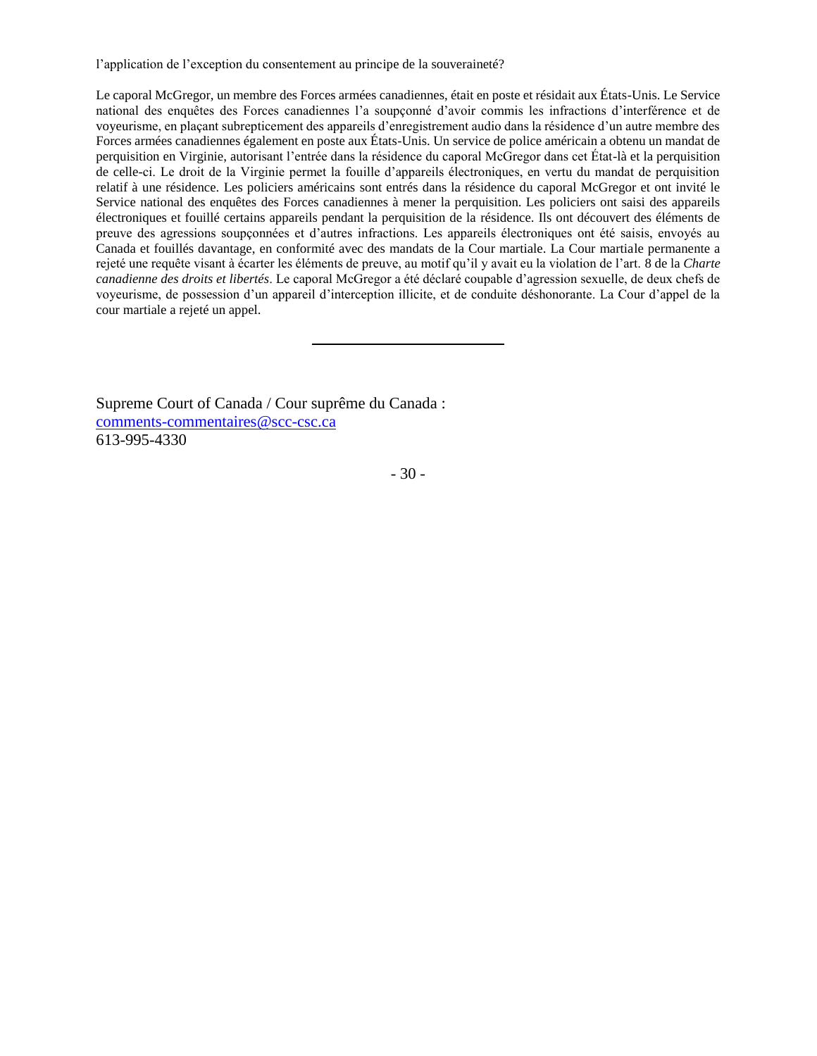l'application de l'exception du consentement au principe de la souveraineté?

Le caporal McGregor, un membre des Forces armées canadiennes, était en poste et résidait aux États-Unis. Le Service national des enquêtes des Forces canadiennes l'a soupçonné d'avoir commis les infractions d'interférence et de voyeurisme, en plaçant subrepticement des appareils d'enregistrement audio dans la résidence d'un autre membre des Forces armées canadiennes également en poste aux États-Unis. Un service de police américain a obtenu un mandat de perquisition en Virginie, autorisant l'entrée dans la résidence du caporal McGregor dans cet État-là et la perquisition de celle-ci. Le droit de la Virginie permet la fouille d'appareils électroniques, en vertu du mandat de perquisition relatif à une résidence. Les policiers américains sont entrés dans la résidence du caporal McGregor et ont invité le Service national des enquêtes des Forces canadiennes à mener la perquisition. Les policiers ont saisi des appareils électroniques et fouillé certains appareils pendant la perquisition de la résidence. Ils ont découvert des éléments de preuve des agressions soupçonnées et d'autres infractions. Les appareils électroniques ont été saisis, envoyés au Canada et fouillés davantage, en conformité avec des mandats de la Cour martiale. La Cour martiale permanente a rejeté une requête visant à écarter les éléments de preuve, au motif qu'il y avait eu la violation de l'art. 8 de la *Charte canadienne des droits et libertés*. Le caporal McGregor a été déclaré coupable d'agression sexuelle, de deux chefs de voyeurisme, de possession d'un appareil d'interception illicite, et de conduite déshonorante. La Cour d'appel de la cour martiale a rejeté un appel.

---

Supreme Court of Canada / Cour suprême du Canada :
comments-commentaires@scc-csc.ca
613-995-4330